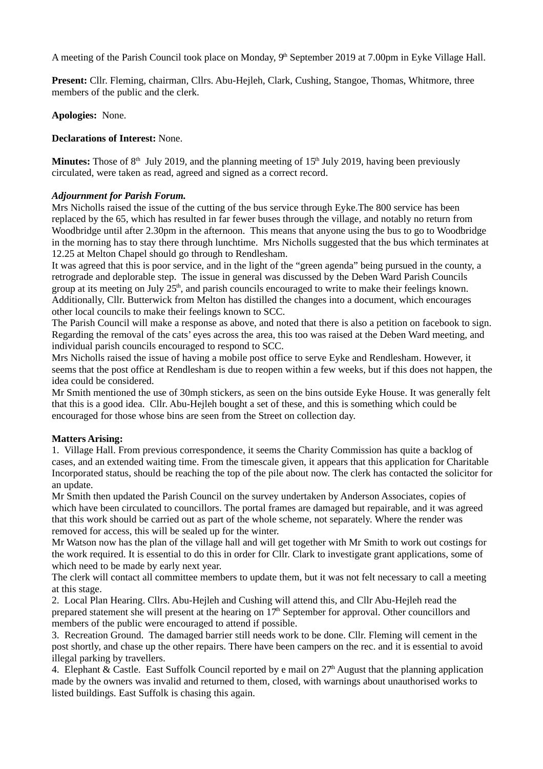A meeting of the Parish Council took place on Monday, 9th September 2019 at 7.00pm in Eyke Village Hall.

**Present:** Cllr. Fleming, chairman, Cllrs. Abu-Hejleh, Clark, Cushing, Stangoe, Thomas, Whitmore, three members of the public and the clerk.

**Apologies:** None.

**Declarations of Interest:** None.

**Minutes:** Those of 8th July 2019, and the planning meeting of 15th July 2019, having been previously circulated, were taken as read, agreed and signed as a correct record.

***Adjournment for Parish Forum.***

Mrs Nicholls raised the issue of the cutting of the bus service through Eyke.The 800 service has been replaced by the 65, which has resulted in far fewer buses through the village, and notably no return from Woodbridge until after 2.30pm in the afternoon. This means that anyone using the bus to go to Woodbridge in the morning has to stay there through lunchtime. Mrs Nicholls suggested that the bus which terminates at 12.25 at Melton Chapel should go through to Rendlesham.

It was agreed that this is poor service, and in the light of the "green agenda" being pursued in the county, a retrograde and deplorable step. The issue in general was discussed by the Deben Ward Parish Councils group at its meeting on July 25th, and parish councils encouraged to write to make their feelings known. Additionally, Cllr. Butterwick from Melton has distilled the changes into a document, which encourages other local councils to make their feelings known to SCC.

The Parish Council will make a response as above, and noted that there is also a petition on facebook to sign. Regarding the removal of the cats' eyes across the area, this too was raised at the Deben Ward meeting, and individual parish councils encouraged to respond to SCC.

Mrs Nicholls raised the issue of having a mobile post office to serve Eyke and Rendlesham. However, it seems that the post office at Rendlesham is due to reopen within a few weeks, but if this does not happen, the idea could be considered.

Mr Smith mentioned the use of 30mph stickers, as seen on the bins outside Eyke House. It was generally felt that this is a good idea. Cllr. Abu-Hejleh bought a set of these, and this is something which could be encouraged for those whose bins are seen from the Street on collection day.

**Matters Arising:**

1. Village Hall. From previous correspondence, it seems the Charity Commission has quite a backlog of cases, and an extended waiting time. From the timescale given, it appears that this application for Charitable Incorporated status, should be reaching the top of the pile about now. The clerk has contacted the solicitor for an update.

Mr Smith then updated the Parish Council on the survey undertaken by Anderson Associates, copies of which have been circulated to councillors. The portal frames are damaged but repairable, and it was agreed that this work should be carried out as part of the whole scheme, not separately. Where the render was removed for access, this will be sealed up for the winter.

Mr Watson now has the plan of the village hall and will get together with Mr Smith to work out costings for the work required. It is essential to do this in order for Cllr. Clark to investigate grant applications, some of which need to be made by early next year.

The clerk will contact all committee members to update them, but it was not felt necessary to call a meeting at this stage.

2. Local Plan Hearing. Cllrs. Abu-Hejleh and Cushing will attend this, and Cllr Abu-Hejleh read the prepared statement she will present at the hearing on 17th September for approval. Other councillors and members of the public were encouraged to attend if possible.

3. Recreation Ground. The damaged barrier still needs work to be done. Cllr. Fleming will cement in the post shortly, and chase up the other repairs. There have been campers on the rec. and it is essential to avoid illegal parking by travellers.

4. Elephant & Castle. East Suffolk Council reported by e mail on 27th August that the planning application made by the owners was invalid and returned to them, closed, with warnings about unauthorised works to listed buildings. East Suffolk is chasing this again.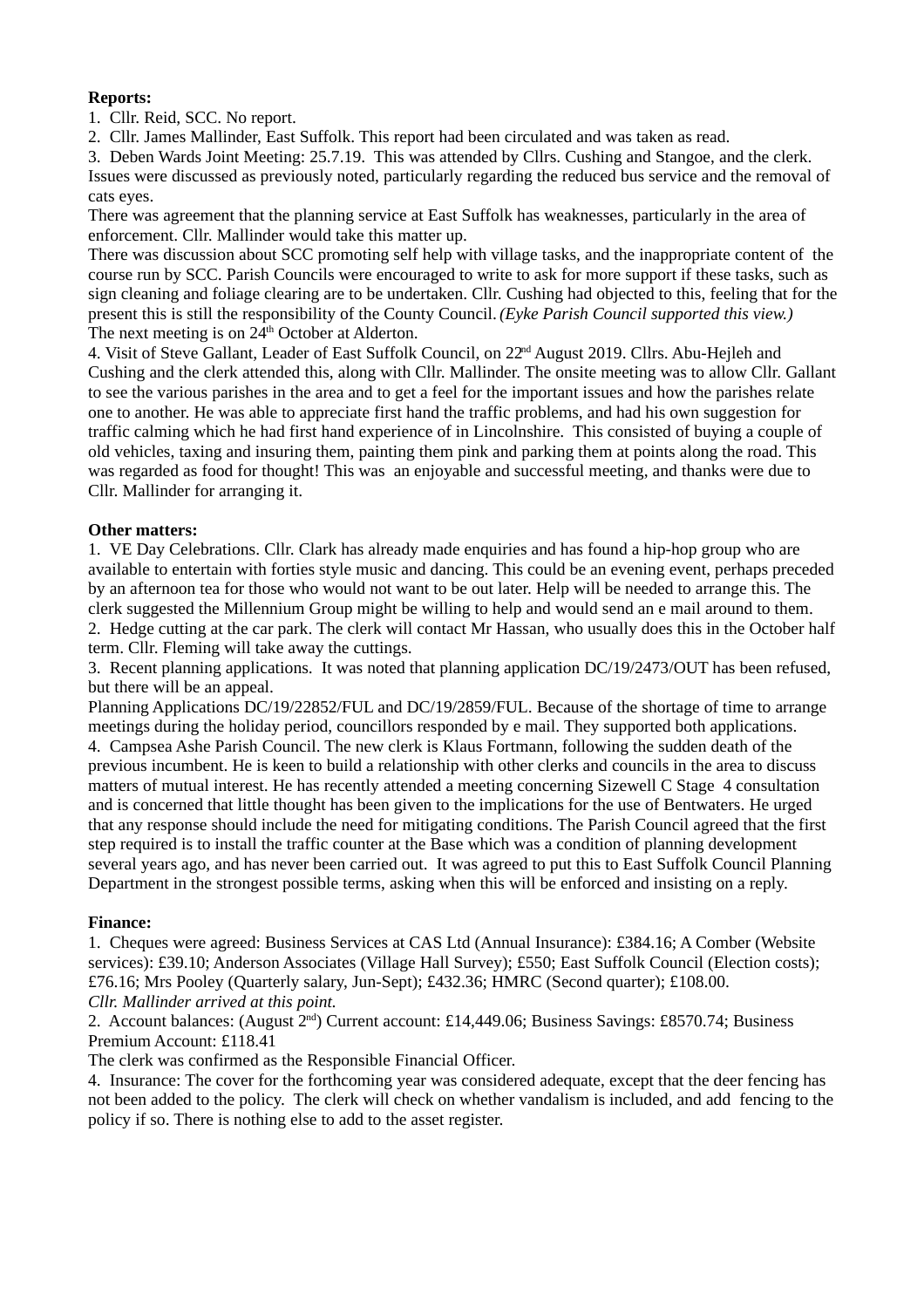**Reports:**

1. Cllr. Reid, SCC. No report.
2. Cllr. James Mallinder, East Suffolk. This report had been circulated and was taken as read.
3. Deben Wards Joint Meeting: 25.7.19. This was attended by Cllrs. Cushing and Stangoe, and the clerk. Issues were discussed as previously noted, particularly regarding the reduced bus service and the removal of cats eyes.

There was agreement that the planning service at East Suffolk has weaknesses, particularly in the area of enforcement. Cllr. Mallinder would take this matter up.

There was discussion about SCC promoting self help with village tasks, and the inappropriate content of the course run by SCC. Parish Councils were encouraged to write to ask for more support if these tasks, such as sign cleaning and foliage clearing are to be undertaken. Cllr. Cushing had objected to this, feeling that for the present this is still the responsibility of the County Council. *(Eyke Parish Council supported this view.)*

The next meeting is on 24th October at Alderton.

4. Visit of Steve Gallant, Leader of East Suffolk Council, on 22nd August 2019. Cllrs. Abu-Hejleh and Cushing and the clerk attended this, along with Cllr. Mallinder. The onsite meeting was to allow Cllr. Gallant to see the various parishes in the area and to get a feel for the important issues and how the parishes relate one to another. He was able to appreciate first hand the traffic problems, and had his own suggestion for traffic calming which he had first hand experience of in Lincolnshire. This consisted of buying a couple of old vehicles, taxing and insuring them, painting them pink and parking them at points along the road. This was regarded as food for thought! This was an enjoyable and successful meeting, and thanks were due to Cllr. Mallinder for arranging it.

**Other matters:**

1. VE Day Celebrations. Cllr. Clark has already made enquiries and has found a hip-hop group who are available to entertain with forties style music and dancing. This could be an evening event, perhaps preceded by an afternoon tea for those who would not want to be out later. Help will be needed to arrange this. The clerk suggested the Millennium Group might be willing to help and would send an e mail around to them.
2. Hedge cutting at the car park. The clerk will contact Mr Hassan, who usually does this in the October half term. Cllr. Fleming will take away the cuttings.
3. Recent planning applications. It was noted that planning application DC/19/2473/OUT has been refused, but there will be an appeal.

Planning Applications DC/19/22852/FUL and DC/19/2859/FUL. Because of the shortage of time to arrange meetings during the holiday period, councillors responded by e mail. They supported both applications.

4. Campsea Ashe Parish Council. The new clerk is Klaus Fortmann, following the sudden death of the previous incumbent. He is keen to build a relationship with other clerks and councils in the area to discuss matters of mutual interest. He has recently attended a meeting concerning Sizewell C Stage 4 consultation and is concerned that little thought has been given to the implications for the use of Bentwaters. He urged that any response should include the need for mitigating conditions. The Parish Council agreed that the first step required is to install the traffic counter at the Base which was a condition of planning development several years ago, and has never been carried out. It was agreed to put this to East Suffolk Council Planning Department in the strongest possible terms, asking when this will be enforced and insisting on a reply.

**Finance:**

1. Cheques were agreed: Business Services at CAS Ltd (Annual Insurance): £384.16; A Comber (Website services): £39.10; Anderson Associates (Village Hall Survey); £550; East Suffolk Council (Election costs); £76.16; Mrs Pooley (Quarterly salary, Jun-Sept); £432.36; HMRC (Second quarter); £108.00.

*Cllr. Mallinder arrived at this point.*

2. Account balances: (August 2nd) Current account: £14,449.06; Business Savings: £8570.74; Business Premium Account: £118.41

The clerk was confirmed as the Responsible Financial Officer.

4. Insurance: The cover for the forthcoming year was considered adequate, except that the deer fencing has not been added to the policy. The clerk will check on whether vandalism is included, and add fencing to the policy if so. There is nothing else to add to the asset register.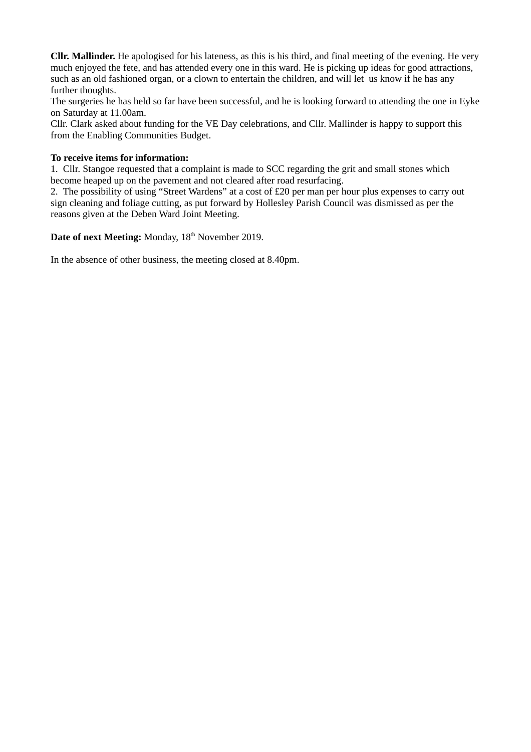**Cllr. Mallinder.** He apologised for his lateness, as this is his third, and final meeting of the evening. He very much enjoyed the fete, and has attended every one in this ward. He is picking up ideas for good attractions, such as an old fashioned organ, or a clown to entertain the children, and will let us know if he has any further thoughts.
The surgeries he has held so far have been successful, and he is looking forward to attending the one in Eyke on Saturday at 11.00am.
Cllr. Clark asked about funding for the VE Day celebrations, and Cllr. Mallinder is happy to support this from the Enabling Communities Budget.

**To receive items for information:**
1. Cllr. Stangoe requested that a complaint is made to SCC regarding the grit and small stones which become heaped up on the pavement and not cleared after road resurfacing.
2. The possibility of using "Street Wardens" at a cost of £20 per man per hour plus expenses to carry out sign cleaning and foliage cutting, as put forward by Hollesley Parish Council was dismissed as per the reasons given at the Deben Ward Joint Meeting.

**Date of next Meeting:** Monday, 18th November 2019.

In the absence of other business, the meeting closed at 8.40pm.